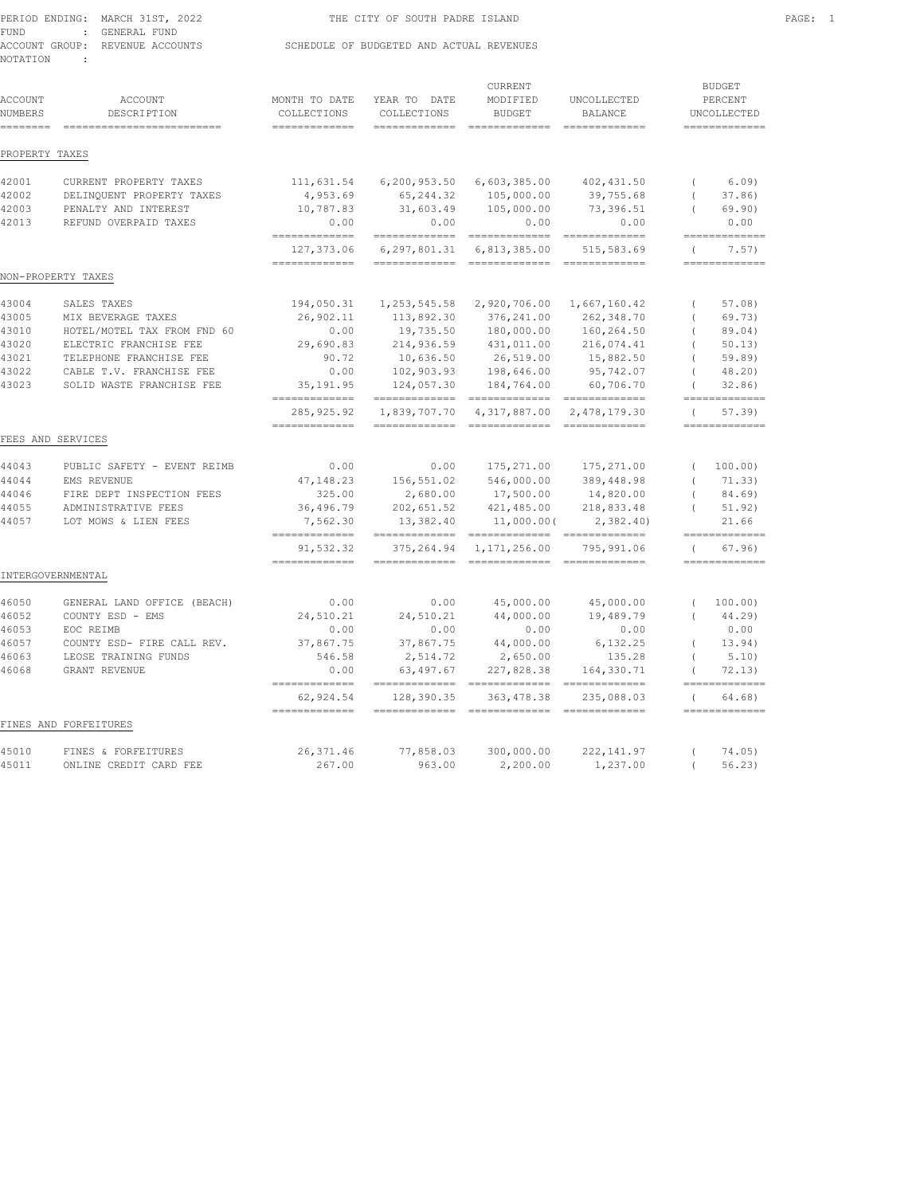PERIOD ENDING: MARCH 31ST, 2022
FUND : GENERAL FUND
ACCOUNT GROUP: REVENUE ACCOUNTS
NOTATION :

# THE CITY OF SOUTH PADRE ISLAND

## SCHEDULE OF BUDGETED AND ACTUAL REVENUES

| ACCOUNT NUMBERS | ACCOUNT DESCRIPTION | MONTH TO DATE COLLECTIONS | YEAR TO DATE COLLECTIONS | CURRENT MODIFIED BUDGET | UNCOLLECTED BALANCE | BUDGET PERCENT UNCOLLECTED |
|---|---|---|---|---|---|---|
| **PROPERTY TAXES** | | | | | | |
| 42001 | CURRENT PROPERTY TAXES | 111,631.54 | 6,200,953.50 | 6,603,385.00 | 402,431.50 | ( 6.09) |
| 42002 | DELINQUENT PROPERTY TAXES | 4,953.69 | 65,244.32 | 105,000.00 | 39,755.68 | ( 37.86) |
| 42003 | PENALTY AND INTEREST | 10,787.83 | 31,603.49 | 105,000.00 | 73,396.51 | ( 69.90) |
| 42013 | REFUND OVERPAID TAXES | 0.00 | 0.00 | 0.00 | 0.00 | 0.00 |
| | | 127,373.06 | 6,297,801.31 | 6,813,385.00 | 515,583.69 | ( 7.57) |
| **NON-PROPERTY TAXES** | | | | | | |
| 43004 | SALES TAXES | 194,050.31 | 1,253,545.58 | 2,920,706.00 | 1,667,160.42 | ( 57.08) |
| 43005 | MIX BEVERAGE TAXES | 26,902.11 | 113,892.30 | 376,241.00 | 262,348.70 | ( 69.73) |
| 43010 | HOTEL/MOTEL TAX FROM FND 60 | 0.00 | 19,735.50 | 180,000.00 | 160,264.50 | ( 89.04) |
| 43020 | ELECTRIC FRANCHISE FEE | 29,690.83 | 214,936.59 | 431,011.00 | 216,074.41 | ( 50.13) |
| 43021 | TELEPHONE FRANCHISE FEE | 90.72 | 10,636.50 | 26,519.00 | 15,882.50 | ( 59.89) |
| 43022 | CABLE T.V. FRANCHISE FEE | 0.00 | 102,903.93 | 198,646.00 | 95,742.07 | ( 48.20) |
| 43023 | SOLID WASTE FRANCHISE FEE | 35,191.95 | 124,057.30 | 184,764.00 | 60,706.70 | ( 32.86) |
| | | 285,925.92 | 1,839,707.70 | 4,317,887.00 | 2,478,179.30 | ( 57.39) |
| **FEES AND SERVICES** | | | | | | |
| 44043 | PUBLIC SAFETY - EVENT REIMB | 0.00 | 0.00 | 175,271.00 | 175,271.00 | ( 100.00) |
| 44044 | EMS REVENUE | 47,148.23 | 156,551.02 | 546,000.00 | 389,448.98 | ( 71.33) |
| 44046 | FIRE DEPT INSPECTION FEES | 325.00 | 2,680.00 | 17,500.00 | 14,820.00 | ( 84.69) |
| 44055 | ADMINISTRATIVE FEES | 36,496.79 | 202,651.52 | 421,485.00 | 218,833.48 | ( 51.92) |
| 44057 | LOT MOWS & LIEN FEES | 7,562.30 | 13,382.40 | 11,000.00 | ( 2,382.40) | 21.66 |
| | | 91,532.32 | 375,264.94 | 1,171,256.00 | 795,991.06 | ( 67.96) |
| **INTERGOVERNMENTAL** | | | | | | |
| 46050 | GENERAL LAND OFFICE (BEACH) | 0.00 | 0.00 | 45,000.00 | 45,000.00 | ( 100.00) |
| 46052 | COUNTY ESD - EMS | 24,510.21 | 24,510.21 | 44,000.00 | 19,489.79 | ( 44.29) |
| 46053 | EOC REIMB | 0.00 | 0.00 | 0.00 | 0.00 | 0.00 |
| 46057 | COUNTY ESD- FIRE CALL REV. | 37,867.75 | 37,867.75 | 44,000.00 | 6,132.25 | ( 13.94) |
| 46063 | LEOSE TRAINING FUNDS | 546.58 | 2,514.72 | 2,650.00 | 135.28 | ( 5.10) |
| 46068 | GRANT REVENUE | 0.00 | 63,497.67 | 227,828.38 | 164,330.71 | ( 72.13) |
| | | 62,924.54 | 128,390.35 | 363,478.38 | 235,088.03 | ( 64.68) |
| **FINES AND FORFEITURES** | | | | | | |
| 45010 | FINES & FORFEITURES | 26,371.46 | 77,858.03 | 300,000.00 | 222,141.97 | ( 74.05) |
| 45011 | ONLINE CREDIT CARD FEE | 267.00 | 963.00 | 2,200.00 | 1,237.00 | ( 56.23) |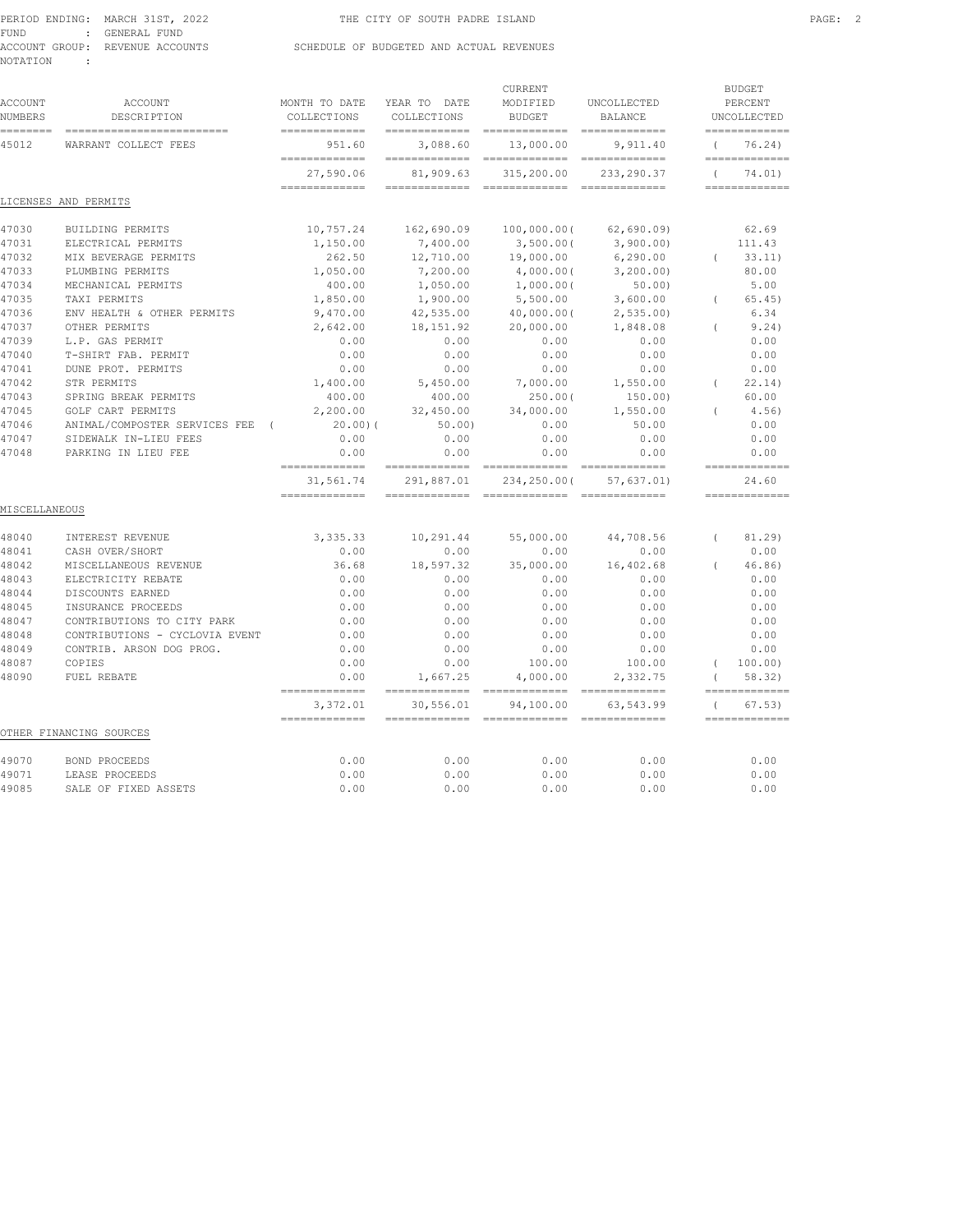PERIOD ENDING: MARCH 31ST, 2022 — THE CITY OF SOUTH PADRE ISLAND

FUND : GENERAL FUND

ACCOUNT GROUP: REVENUE ACCOUNTS — SCHEDULE OF BUDGETED AND ACTUAL REVENUES

NOTATION :

| ACCOUNT NUMBERS | ACCOUNT DESCRIPTION | MONTH TO DATE COLLECTIONS | YEAR TO DATE COLLECTIONS | CURRENT MODIFIED BUDGET | UNCOLLECTED BALANCE | BUDGET PERCENT UNCOLLECTED |
|---|---|---|---|---|---|---|
| 45012 | WARRANT COLLECT FEES | 951.60 | 3,088.60 | 13,000.00 | 9,911.40 | ( 76.24) |
| | | 27,590.06 | 81,909.63 | 315,200.00 | 233,290.37 | ( 74.01) |
| **LICENSES AND PERMITS** | | | | | | |
| 47030 | BUILDING PERMITS | 10,757.24 | 162,690.09 | 100,000.00 | ( 62,690.09) | 62.69 |
| 47031 | ELECTRICAL PERMITS | 1,150.00 | 7,400.00 | 3,500.00 | ( 3,900.00) | 111.43 |
| 47032 | MIX BEVERAGE PERMITS | 262.50 | 12,710.00 | 19,000.00 | 6,290.00 | ( 33.11) |
| 47033 | PLUMBING PERMITS | 1,050.00 | 7,200.00 | 4,000.00 | ( 3,200.00) | 80.00 |
| 47034 | MECHANICAL PERMITS | 400.00 | 1,050.00 | 1,000.00 | ( 50.00) | 5.00 |
| 47035 | TAXI PERMITS | 1,850.00 | 1,900.00 | 5,500.00 | 3,600.00 | ( 65.45) |
| 47036 | ENV HEALTH & OTHER PERMITS | 9,470.00 | 42,535.00 | 40,000.00 | ( 2,535.00) | 6.34 |
| 47037 | OTHER PERMITS | 2,642.00 | 18,151.92 | 20,000.00 | 1,848.08 | ( 9.24) |
| 47039 | L.P. GAS PERMIT | 0.00 | 0.00 | 0.00 | 0.00 | 0.00 |
| 47040 | T-SHIRT FAB. PERMIT | 0.00 | 0.00 | 0.00 | 0.00 | 0.00 |
| 47041 | DUNE PROT. PERMITS | 0.00 | 0.00 | 0.00 | 0.00 | 0.00 |
| 47042 | STR PERMITS | 1,400.00 | 5,450.00 | 7,000.00 | 1,550.00 | ( 22.14) |
| 47043 | SPRING BREAK PERMITS | 400.00 | 400.00 | 250.00 | ( 150.00) | 60.00 |
| 47045 | GOLF CART PERMITS | 2,200.00 | 32,450.00 | 34,000.00 | 1,550.00 | ( 4.56) |
| 47046 | ANIMAL/COMPOSTER SERVICES FEE | ( 20.00) | ( 50.00) | 0.00 | 50.00 | 0.00 |
| 47047 | SIDEWALK IN-LIEU FEES | 0.00 | 0.00 | 0.00 | 0.00 | 0.00 |
| 47048 | PARKING IN LIEU FEE | 0.00 | 0.00 | 0.00 | 0.00 | 0.00 |
| | | 31,561.74 | 291,887.01 | 234,250.00 | ( 57,637.01) | 24.60 |
| **MISCELLANEOUS** | | | | | | |
| 48040 | INTEREST REVENUE | 3,335.33 | 10,291.44 | 55,000.00 | 44,708.56 | ( 81.29) |
| 48041 | CASH OVER/SHORT | 0.00 | 0.00 | 0.00 | 0.00 | 0.00 |
| 48042 | MISCELLANEOUS REVENUE | 36.68 | 18,597.32 | 35,000.00 | 16,402.68 | ( 46.86) |
| 48043 | ELECTRICITY REBATE | 0.00 | 0.00 | 0.00 | 0.00 | 0.00 |
| 48044 | DISCOUNTS EARNED | 0.00 | 0.00 | 0.00 | 0.00 | 0.00 |
| 48045 | INSURANCE PROCEEDS | 0.00 | 0.00 | 0.00 | 0.00 | 0.00 |
| 48047 | CONTRIBUTIONS TO CITY PARK | 0.00 | 0.00 | 0.00 | 0.00 | 0.00 |
| 48048 | CONTRIBUTIONS - CYCLOVIA EVENT | 0.00 | 0.00 | 0.00 | 0.00 | 0.00 |
| 48049 | CONTRIB. ARSON DOG PROG. | 0.00 | 0.00 | 0.00 | 0.00 | 0.00 |
| 48087 | COPIES | 0.00 | 0.00 | 100.00 | 100.00 | ( 100.00) |
| 48090 | FUEL REBATE | 0.00 | 1,667.25 | 4,000.00 | 2,332.75 | ( 58.32) |
| | | 3,372.01 | 30,556.01 | 94,100.00 | 63,543.99 | ( 67.53) |
| **OTHER FINANCING SOURCES** | | | | | | |
| 49070 | BOND PROCEEDS | 0.00 | 0.00 | 0.00 | 0.00 | 0.00 |
| 49071 | LEASE PROCEEDS | 0.00 | 0.00 | 0.00 | 0.00 | 0.00 |
| 49085 | SALE OF FIXED ASSETS | 0.00 | 0.00 | 0.00 | 0.00 | 0.00 |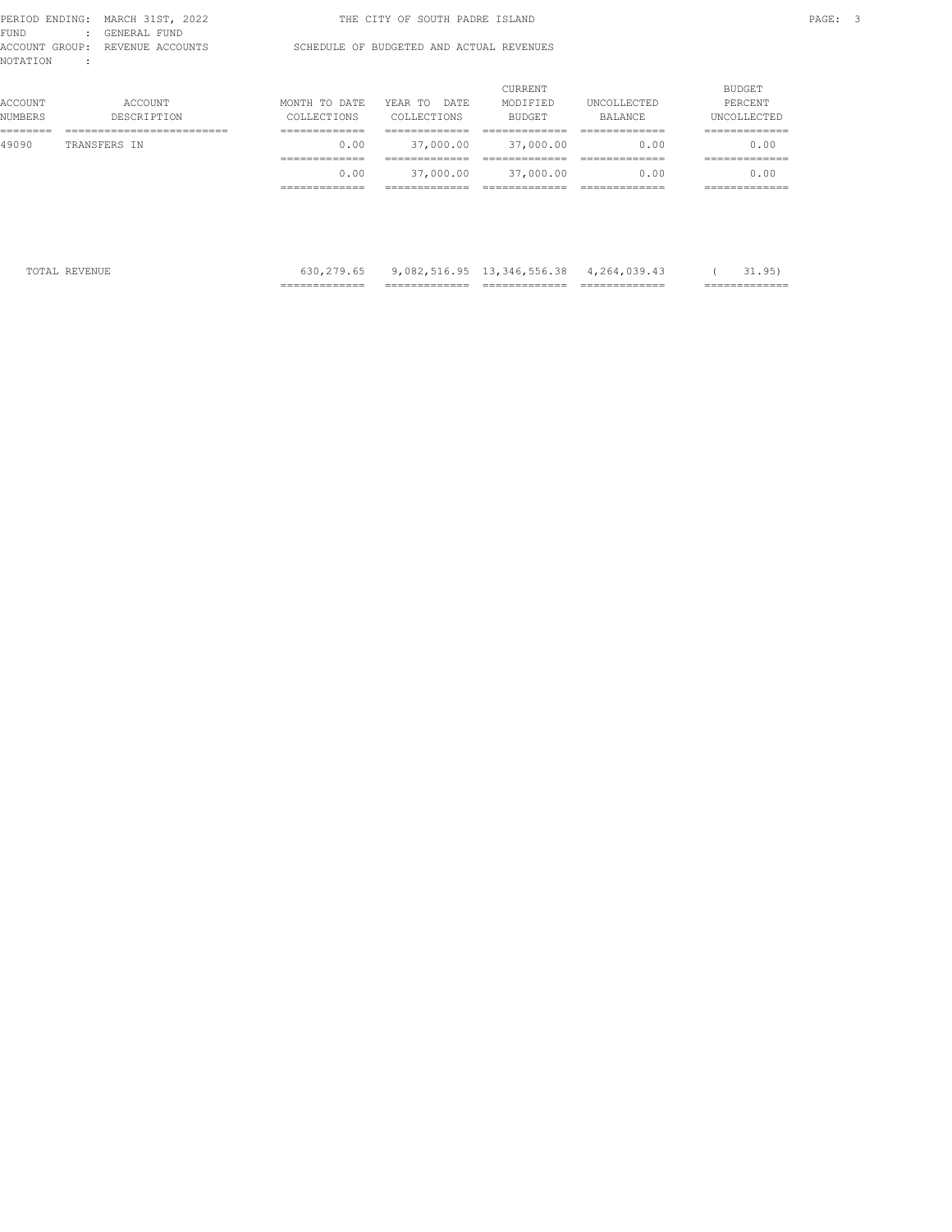PERIOD ENDING: MARCH 31ST, 2022
FUND : GENERAL FUND
ACCOUNT GROUP: REVENUE ACCOUNTS
NOTATION :

THE CITY OF SOUTH PADRE ISLAND

SCHEDULE OF BUDGETED AND ACTUAL REVENUES

| ACCOUNT NUMBERS | ACCOUNT DESCRIPTION | MONTH TO DATE COLLECTIONS | YEAR TO DATE COLLECTIONS | CURRENT MODIFIED BUDGET | UNCOLLECTED BALANCE | BUDGET PERCENT UNCOLLECTED |
|---|---|---|---|---|---|---|
| 49090 | TRANSFERS IN | 0.00 | 37,000.00 | 37,000.00 | 0.00 | 0.00 |
| | | 0.00 | 37,000.00 | 37,000.00 | 0.00 | 0.00 |
| | TOTAL REVENUE | 630,279.65 | 9,082,516.95 | 13,346,556.38 | 4,264,039.43 | ( 31.95) |